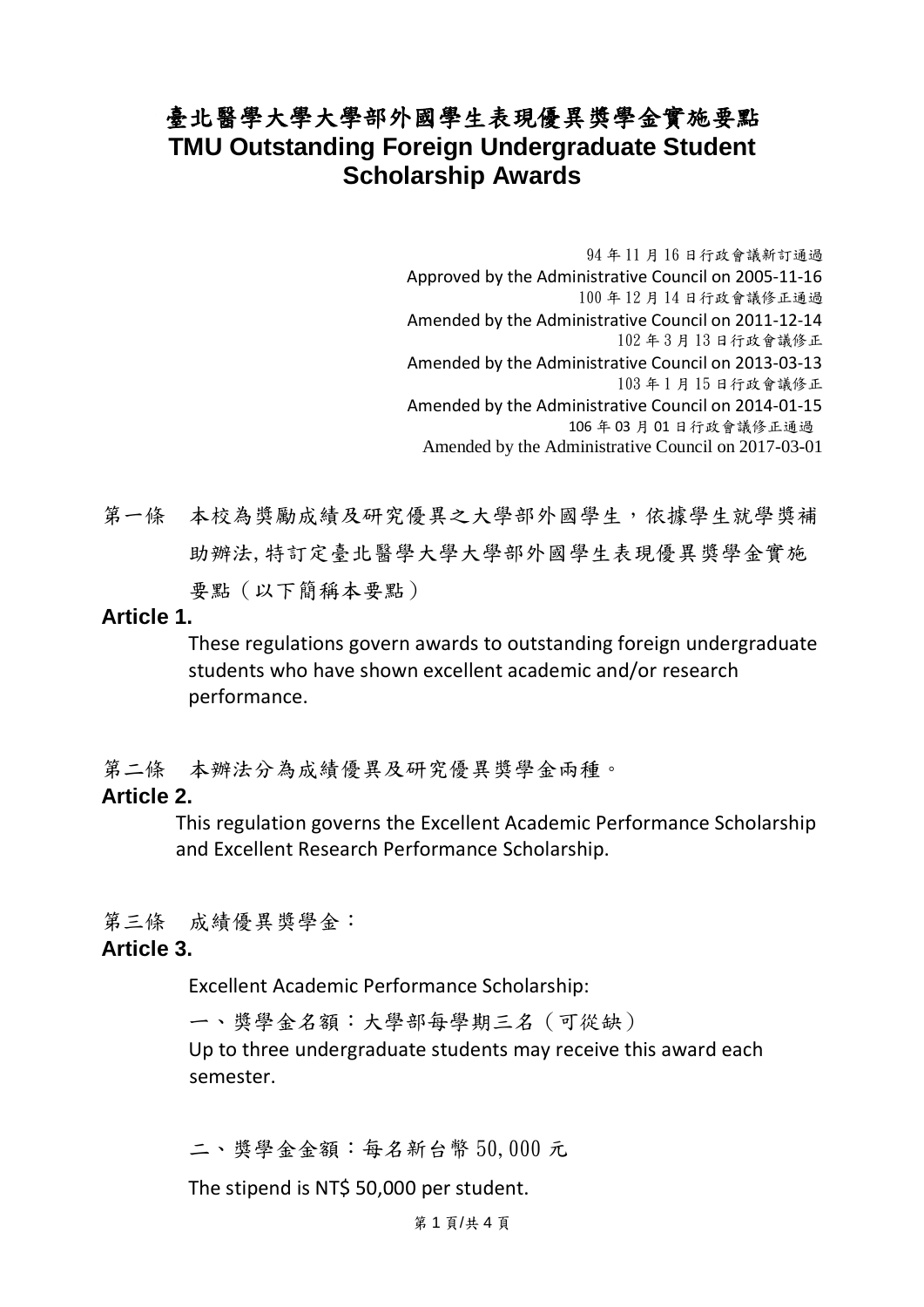# 臺北醫學大學大學部外國學生表現優異獎學金實施要點
# TMU Outstanding Foreign Undergraduate Student Scholarship Awards

94 年 11 月 16 日行政會議新訂通過
Approved by the Administrative Council on 2005-11-16
100 年 12 月 14 日行政會議修正通過
Amended by the Administrative Council on 2011-12-14
102 年 3 月 13 日行政會議修正
Amended by the Administrative Council on 2013-03-13
103 年 1 月 15 日行政會議修正
Amended by the Administrative Council on 2014-01-15
106 年 03 月 01 日行政會議修正通過
Amended by the Administrative Council on 2017-03-01

第一條　本校為獎勵成績及研究優異之大學部外國學生，依據學生就學獎補助辦法,特訂定臺北醫學大學大學部外國學生表現優異獎學金實施要點（以下簡稱本要點）

**Article 1.**

These regulations govern awards to outstanding foreign undergraduate students who have shown excellent academic and/or research performance.

第二條　本辦法分為成績優異及研究優異獎學金兩種。

**Article 2.**

This regulation governs the Excellent Academic Performance Scholarship and Excellent Research Performance Scholarship.

第三條　成績優異獎學金：

**Article 3.**

Excellent Academic Performance Scholarship:

一、獎學金名額：大學部每學期三名（可從缺）
Up to three undergraduate students may receive this award each semester.

二、獎學金金額：每名新台幣 50,000 元
The stipend is NT$ 50,000 per student.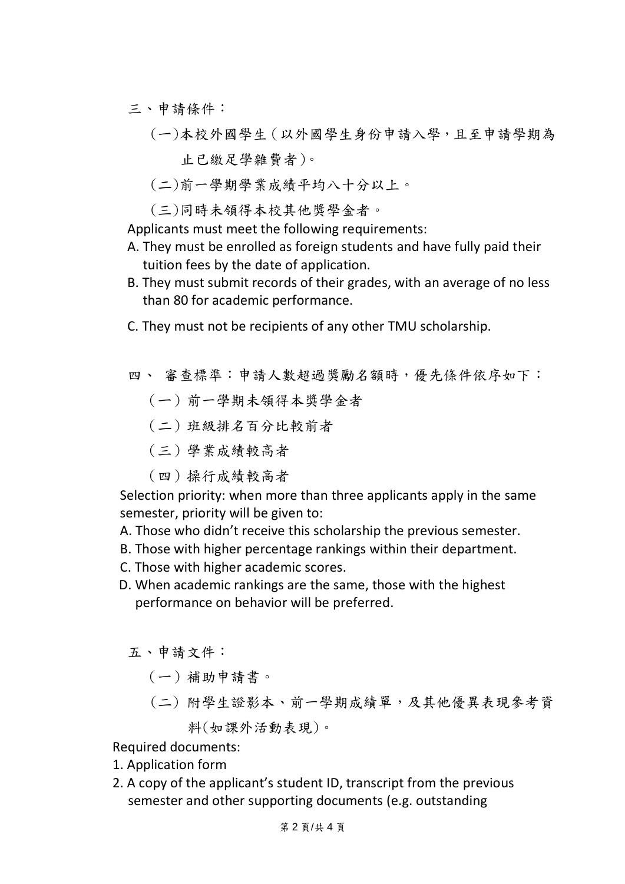三、申請條件：

(一)本校外國學生(以外國學生身份申請入學，且至申請學期為止已繳足學雜費者)。

(二)前一學期學業成績平均八十分以上。

(三)同時未領得本校其他獎學金者。

Applicants must meet the following requirements:

A. They must be enrolled as foreign students and have fully paid their tuition fees by the date of application.

B. They must submit records of their grades, with an average of no less than 80 for academic performance.

C. They must not be recipients of any other TMU scholarship.

四、 審查標準：申請人數超過獎勵名額時，優先條件依序如下：

(一)前一學期未領得本獎學金者

(二)班級排名百分比較前者

(三)學業成績較高者

(四)操行成績較高者

Selection priority: when more than three applicants apply in the same semester, priority will be given to:

A. Those who didn't receive this scholarship the previous semester.

B. Those with higher percentage rankings within their department.

C. Those with higher academic scores.

D. When academic rankings are the same, those with the highest performance on behavior will be preferred.

五、申請文件：

(一)補助申請書。

(二)附學生證影本、前一學期成績單，及其他優異表現參考資料(如課外活動表現)。

Required documents:

1. Application form
2. A copy of the applicant's student ID, transcript from the previous semester and other supporting documents (e.g. outstanding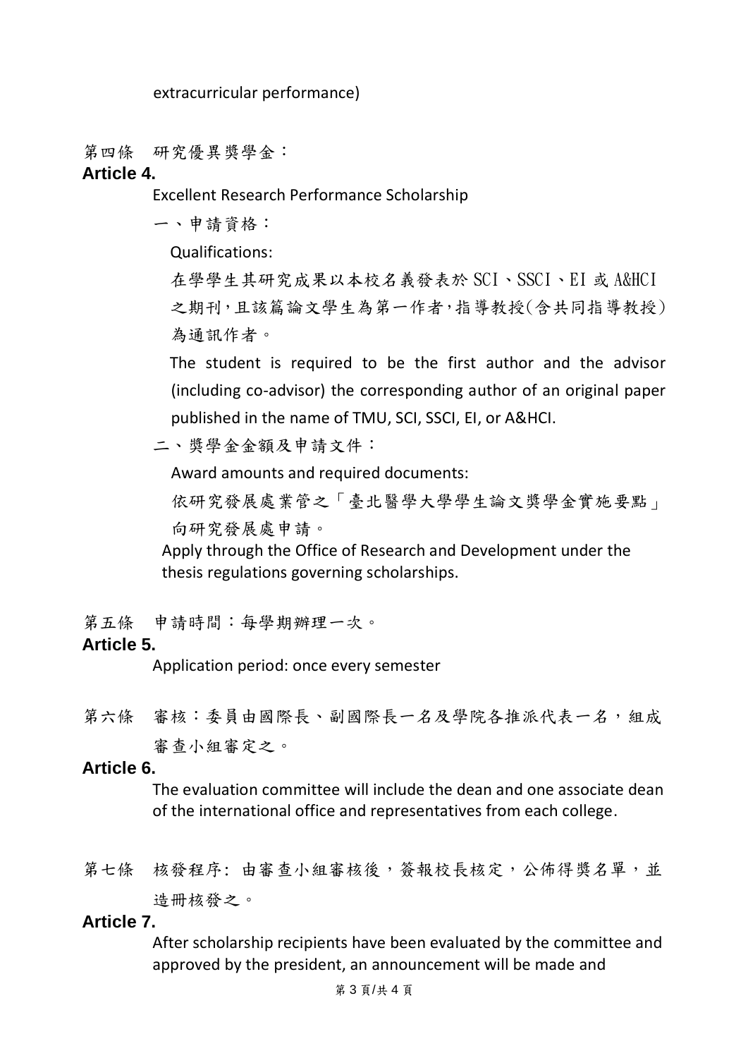extracurricular performance)

第四條　研究優異獎學金：

**Article 4.**

Excellent Research Performance Scholarship

一、申請資格：

Qualifications:

在學學生其研究成果以本校名義發表於 SCI、SSCI、EI 或 A&HCI 之期刊，且該篇論文學生為第一作者，指導教授(含共同指導教授)為通訊作者。

The student is required to be the first author and the advisor (including co-advisor) the corresponding author of an original paper published in the name of TMU, SCI, SSCI, EI, or A&HCI.

二、獎學金金額及申請文件：

Award amounts and required documents:

依研究發展處業管之「臺北醫學大學學生論文獎學金實施要點」向研究發展處申請。

Apply through the Office of Research and Development under the thesis regulations governing scholarships.

第五條　申請時間：每學期辦理一次。

**Article 5.**

Application period: once every semester

第六條　審核：委員由國際長、副國際長一名及學院各推派代表一名，組成審查小組審定之。

**Article 6.**

The evaluation committee will include the dean and one associate dean of the international office and representatives from each college.

第七條　核發程序: 由審查小組審核後，簽報校長核定，公佈得獎名單，並造冊核發之。

**Article 7.**

After scholarship recipients have been evaluated by the committee and approved by the president, an announcement will be made and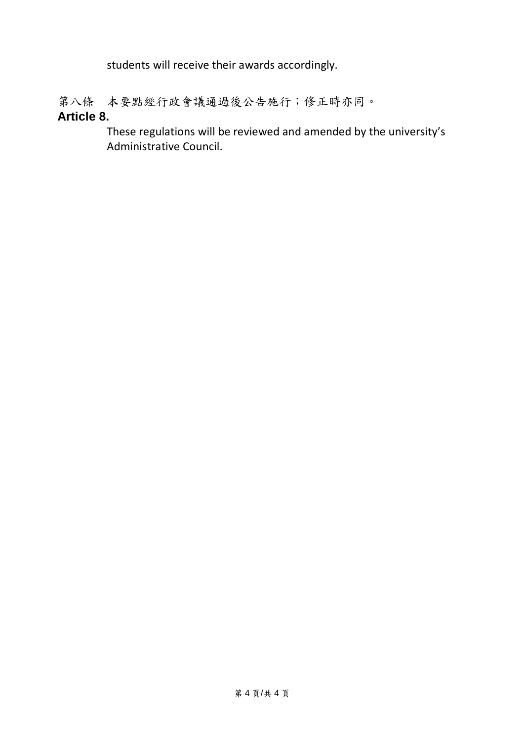students will receive their awards accordingly.

第八條　本要點經行政會議通過後公告施行；修正時亦同。

**Article 8.**

These regulations will be reviewed and amended by the university's Administrative Council.